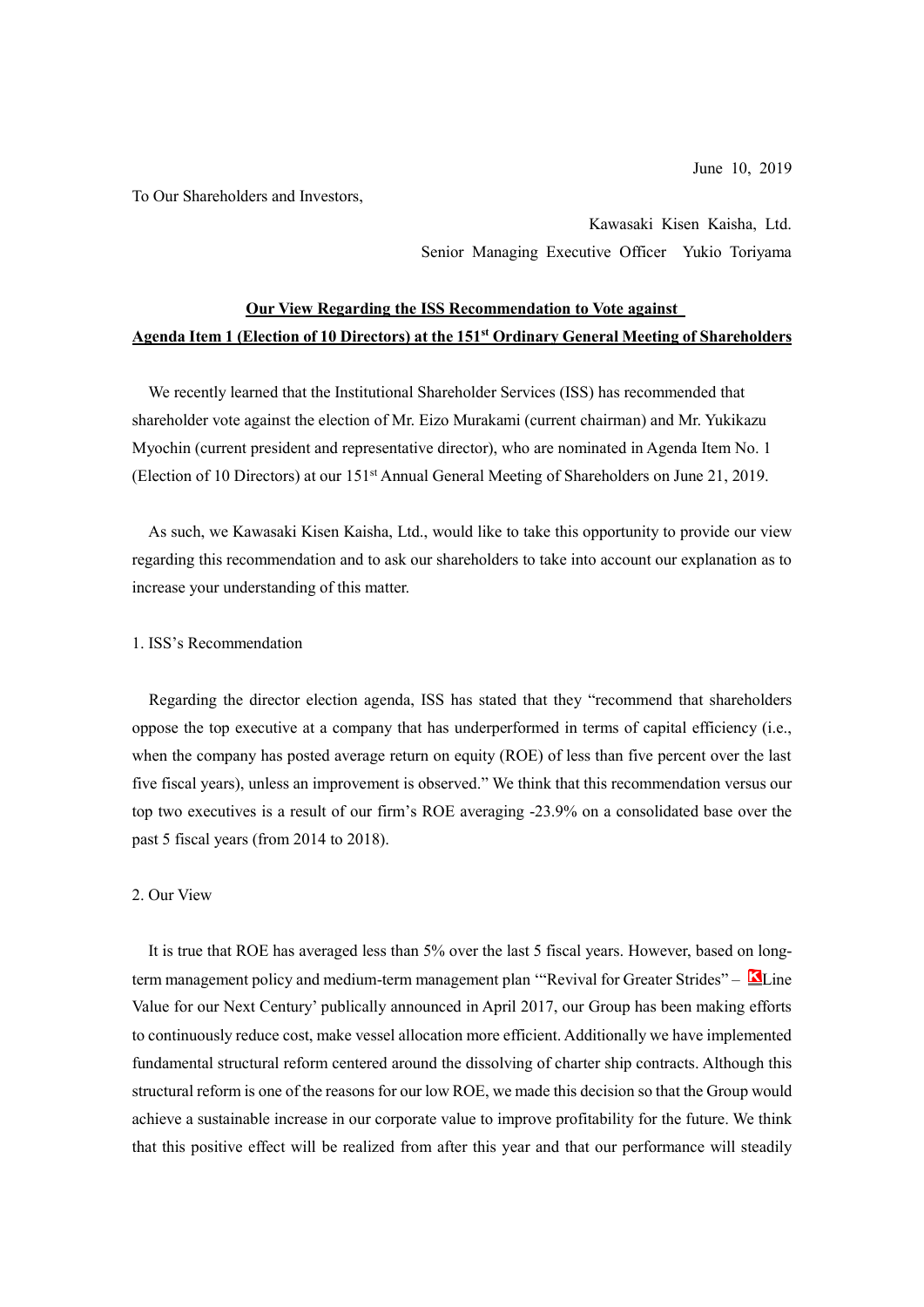June 10, 2019

To Our Shareholders and Investors,

Kawasaki Kisen Kaisha, Ltd.

Senior Managing Executive Officer Yukio Toriyama

## Our View Regarding the ISS Recommendation to Vote against Agenda Item 1 (Election of 10 Directors) at the 151st Ordinary General Meeting of Shareholders

We recently learned that the Institutional Shareholder Services (ISS) has recommended that shareholder vote against the election of Mr. Eizo Murakami (current chairman) and Mr. Yukikazu Myochin (current president and representative director), who are nominated in Agenda Item No. 1 (Election of 10 Directors) at our 151st Annual General Meeting of Shareholders on June 21, 2019.

As such, we Kawasaki Kisen Kaisha, Ltd., would like to take this opportunity to provide our view regarding this recommendation and to ask our shareholders to take into account our explanation as to increase your understanding of this matter.

1. ISS's Recommendation

Regarding the director election agenda, ISS has stated that they "recommend that shareholders oppose the top executive at a company that has underperformed in terms of capital efficiency (i.e., when the company has posted average return on equity (ROE) of less than five percent over the last five fiscal years), unless an improvement is observed." We think that this recommendation versus our top two executives is a result of our firm's ROE averaging -23.9% on a consolidated base over the past 5 fiscal years (from 2014 to 2018).

2. Our View

It is true that ROE has averaged less than 5% over the last 5 fiscal years. However, based on long-term management policy and medium-term management plan '"Revival for Greater Strides" – K Line Value for our Next Century' publically announced in April 2017, our Group has been making efforts to continuously reduce cost, make vessel allocation more efficient. Additionally we have implemented fundamental structural reform centered around the dissolving of charter ship contracts. Although this structural reform is one of the reasons for our low ROE, we made this decision so that the Group would achieve a sustainable increase in our corporate value to improve profitability for the future. We think that this positive effect will be realized from after this year and that our performance will steadily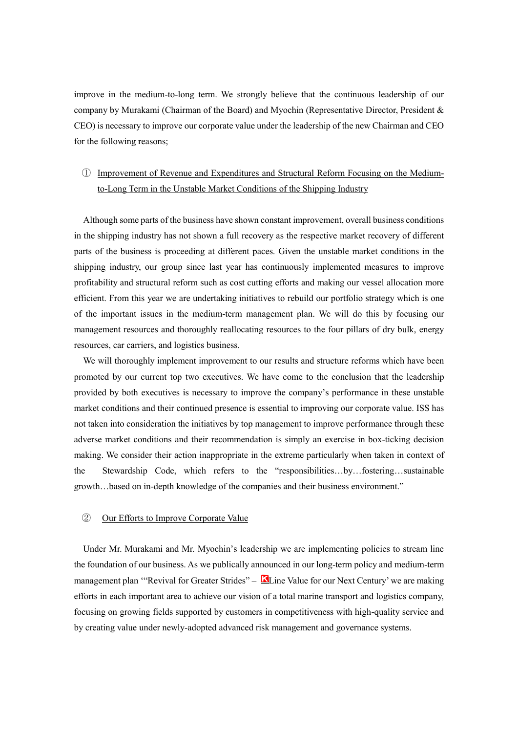improve in the medium-to-long term. We strongly believe that the continuous leadership of our company by Murakami (Chairman of the Board) and Myochin (Representative Director, President & CEO) is necessary to improve our corporate value under the leadership of the new Chairman and CEO for the following reasons;

① <u>Improvement of Revenue and Expenditures and Structural Reform Focusing on the Medium-to-Long Term in the Unstable Market Conditions of the Shipping Industry</u>

Although some parts of the business have shown constant improvement, overall business conditions in the shipping industry has not shown a full recovery as the respective market recovery of different parts of the business is proceeding at different paces. Given the unstable market conditions in the shipping industry, our group since last year has continuously implemented measures to improve profitability and structural reform such as cost cutting efforts and making our vessel allocation more efficient. From this year we are undertaking initiatives to rebuild our portfolio strategy which is one of the important issues in the medium-term management plan. We will do this by focusing our management resources and thoroughly reallocating resources to the four pillars of dry bulk, energy resources, car carriers, and logistics business.

We will thoroughly implement improvement to our results and structure reforms which have been promoted by our current top two executives. We have come to the conclusion that the leadership provided by both executives is necessary to improve the company's performance in these unstable market conditions and their continued presence is essential to improving our corporate value. ISS has not taken into consideration the initiatives by top management to improve performance through these adverse market conditions and their recommendation is simply an exercise in box-ticking decision making. We consider their action inappropriate in the extreme particularly when taken in context of the Stewardship Code, which refers to the "responsibilities…by…fostering…sustainable growth…based on in-depth knowledge of the companies and their business environment."

② <u>Our Efforts to Improve Corporate Value</u>

Under Mr. Murakami and Mr. Myochin's leadership we are implementing policies to stream line the foundation of our business. As we publically announced in our long-term policy and medium-term management plan '"Revival for Greater Strides" – K Line Value for our Next Century' we are making efforts in each important area to achieve our vision of a total marine transport and logistics company, focusing on growing fields supported by customers in competitiveness with high-quality service and by creating value under newly-adopted advanced risk management and governance systems.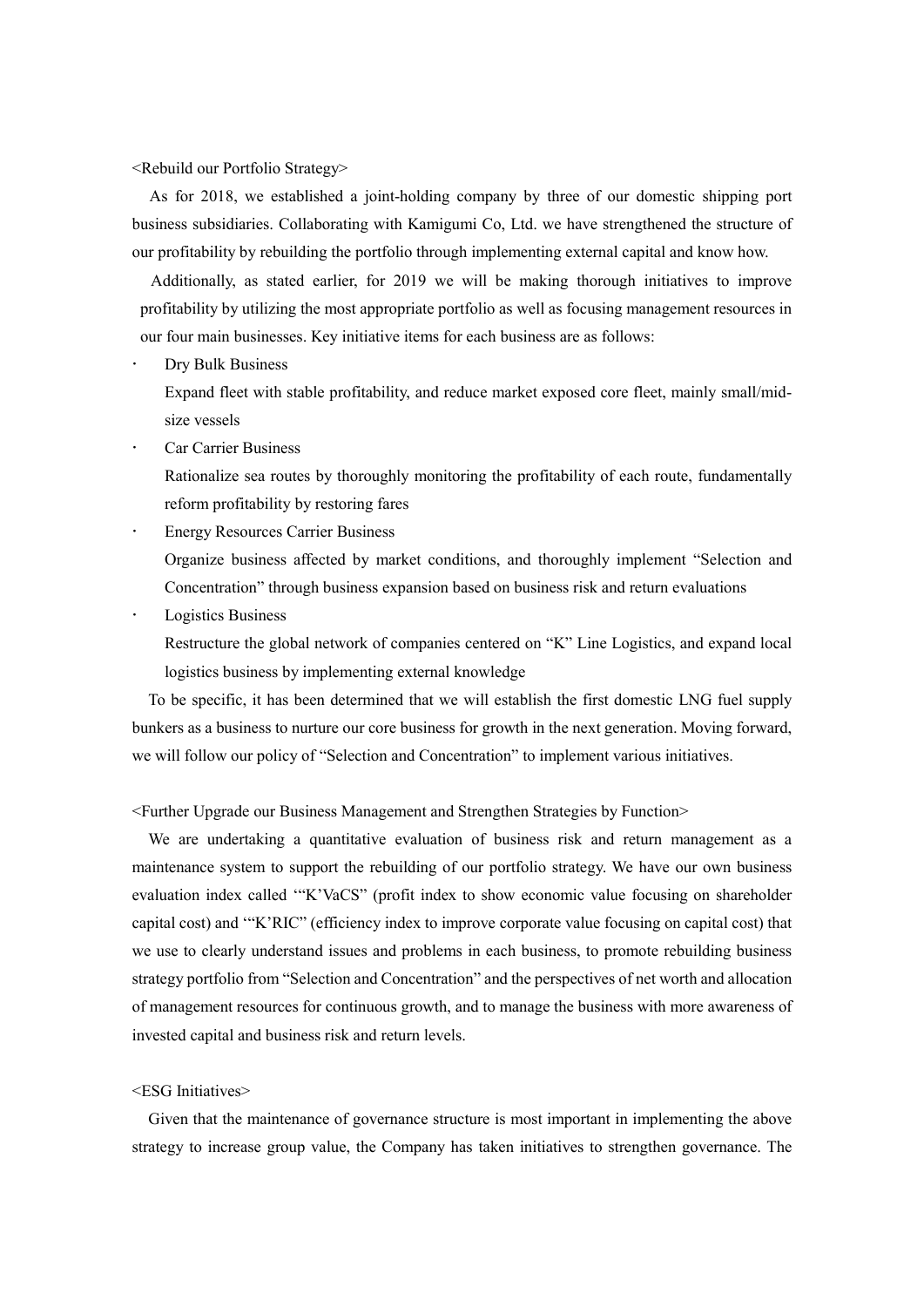<Rebuild our Portfolio Strategy>

As for 2018, we established a joint-holding company by three of our domestic shipping port business subsidiaries. Collaborating with Kamigumi Co, Ltd. we have strengthened the structure of our profitability by rebuilding the portfolio through implementing external capital and know how.

Additionally, as stated earlier, for 2019 we will be making thorough initiatives to improve profitability by utilizing the most appropriate portfolio as well as focusing management resources in our four main businesses. Key initiative items for each business are as follows:

- Dry Bulk Business
  Expand fleet with stable profitability, and reduce market exposed core fleet, mainly small/mid-size vessels
- Car Carrier Business
  Rationalize sea routes by thoroughly monitoring the profitability of each route, fundamentally reform profitability by restoring fares
- Energy Resources Carrier Business
  Organize business affected by market conditions, and thoroughly implement "Selection and Concentration" through business expansion based on business risk and return evaluations
- Logistics Business
  Restructure the global network of companies centered on "K" Line Logistics, and expand local logistics business by implementing external knowledge

To be specific, it has been determined that we will establish the first domestic LNG fuel supply bunkers as a business to nurture our core business for growth in the next generation. Moving forward, we will follow our policy of "Selection and Concentration" to implement various initiatives.

<Further Upgrade our Business Management and Strengthen Strategies by Function>

We are undertaking a quantitative evaluation of business risk and return management as a maintenance system to support the rebuilding of our portfolio strategy. We have our own business evaluation index called '"K'VaCS" (profit index to show economic value focusing on shareholder capital cost) and '"K'RIC" (efficiency index to improve corporate value focusing on capital cost) that we use to clearly understand issues and problems in each business, to promote rebuilding business strategy portfolio from "Selection and Concentration" and the perspectives of net worth and allocation of management resources for continuous growth, and to manage the business with more awareness of invested capital and business risk and return levels.

<ESG Initiatives>

Given that the maintenance of governance structure is most important in implementing the above strategy to increase group value, the Company has taken initiatives to strengthen governance. The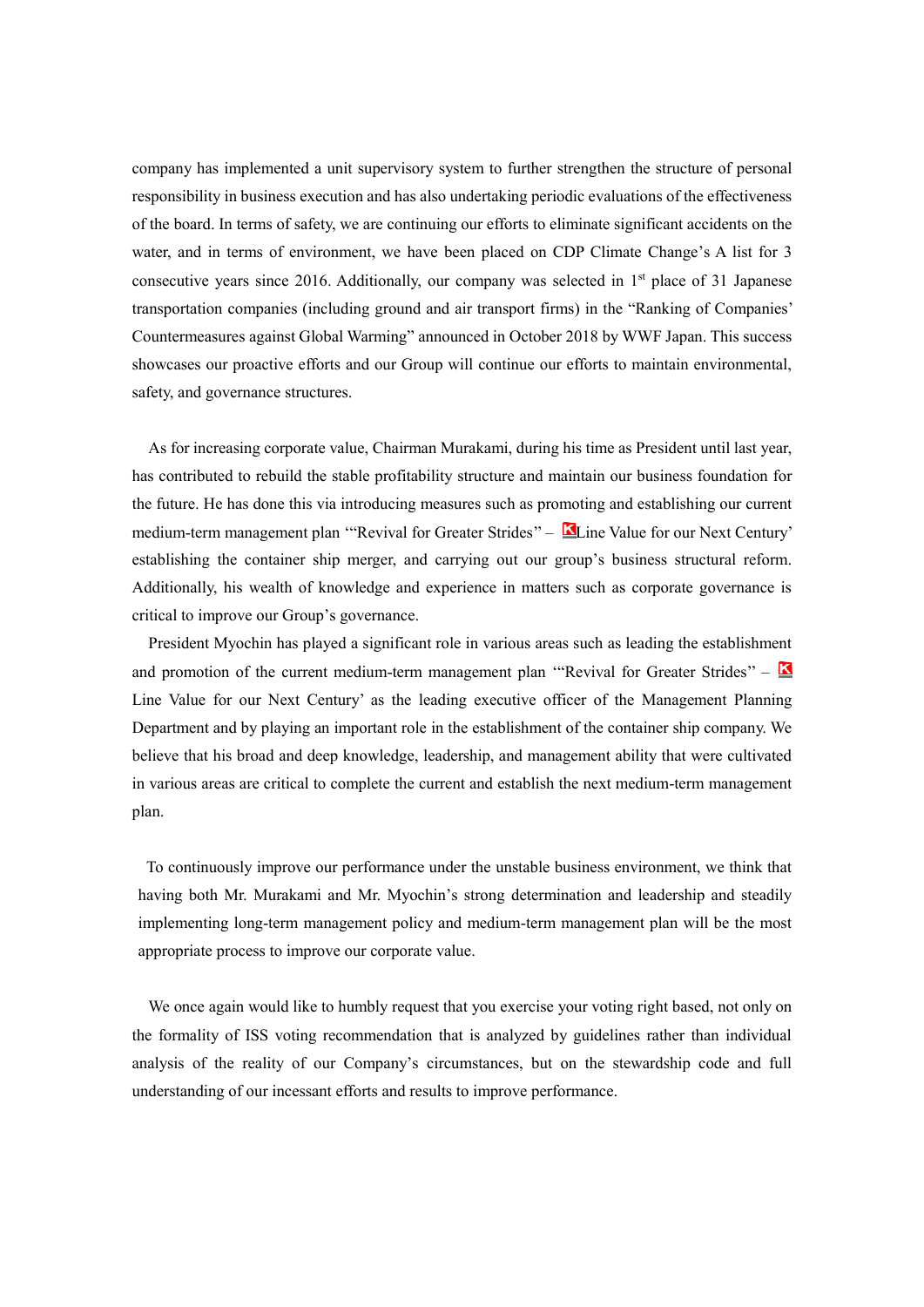company has implemented a unit supervisory system to further strengthen the structure of personal responsibility in business execution and has also undertaking periodic evaluations of the effectiveness of the board. In terms of safety, we are continuing our efforts to eliminate significant accidents on the water, and in terms of environment, we have been placed on CDP Climate Change's A list for 3 consecutive years since 2016. Additionally, our company was selected in 1st place of 31 Japanese transportation companies (including ground and air transport firms) in the "Ranking of Companies' Countermeasures against Global Warming" announced in October 2018 by WWF Japan. This success showcases our proactive efforts and our Group will continue our efforts to maintain environmental, safety, and governance structures.

As for increasing corporate value, Chairman Murakami, during his time as President until last year, has contributed to rebuild the stable profitability structure and maintain our business foundation for the future. He has done this via introducing measures such as promoting and establishing our current medium-term management plan '"Revival for Greater Strides" – K Line Value for our Next Century' establishing the container ship merger, and carrying out our group's business structural reform. Additionally, his wealth of knowledge and experience in matters such as corporate governance is critical to improve our Group's governance.

President Myochin has played a significant role in various areas such as leading the establishment and promotion of the current medium-term management plan '"Revival for Greater Strides" – K Line Value for our Next Century' as the leading executive officer of the Management Planning Department and by playing an important role in the establishment of the container ship company. We believe that his broad and deep knowledge, leadership, and management ability that were cultivated in various areas are critical to complete the current and establish the next medium-term management plan.

To continuously improve our performance under the unstable business environment, we think that having both Mr. Murakami and Mr. Myochin's strong determination and leadership and steadily implementing long-term management policy and medium-term management plan will be the most appropriate process to improve our corporate value.

We once again would like to humbly request that you exercise your voting right based, not only on the formality of ISS voting recommendation that is analyzed by guidelines rather than individual analysis of the reality of our Company's circumstances, but on the stewardship code and full understanding of our incessant efforts and results to improve performance.